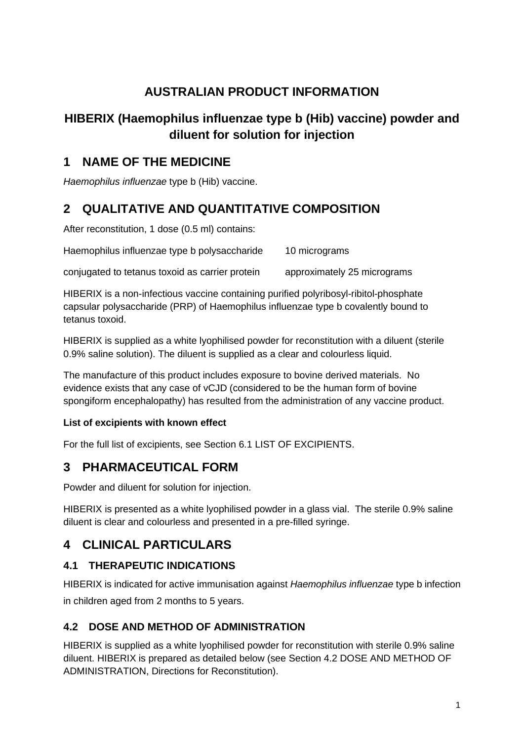# AUSTRALIAN PRODUCT INFORMATION

# HIBERIX (Haemophilus influenzae type b (Hib) vaccine) powder and diluent for solution for injection

## 1 NAME OF THE MEDICINE

*Haemophilus influenzae* type b (Hib) vaccine.

## 2 QUALITATIVE AND QUANTITATIVE COMPOSITION

After reconstitution, 1 dose (0.5 ml) contains:

| | |
|---|---|
| Haemophilus influenzae type b polysaccharide | 10 micrograms |
| conjugated to tetanus toxoid as carrier protein | approximately 25 micrograms |

HIBERIX is a non-infectious vaccine containing purified polyribosyl-ribitol-phosphate capsular polysaccharide (PRP) of Haemophilus influenzae type b covalently bound to tetanus toxoid.

HIBERIX is supplied as a white lyophilised powder for reconstitution with a diluent (sterile 0.9% saline solution). The diluent is supplied as a clear and colourless liquid.

The manufacture of this product includes exposure to bovine derived materials. No evidence exists that any case of vCJD (considered to be the human form of bovine spongiform encephalopathy) has resulted from the administration of any vaccine product.

**List of excipients with known effect**

For the full list of excipients, see Section 6.1 LIST OF EXCIPIENTS.

## 3 PHARMACEUTICAL FORM

Powder and diluent for solution for injection.

HIBERIX is presented as a white lyophilised powder in a glass vial. The sterile 0.9% saline diluent is clear and colourless and presented in a pre-filled syringe.

## 4 CLINICAL PARTICULARS

### 4.1 THERAPEUTIC INDICATIONS

HIBERIX is indicated for active immunisation against *Haemophilus influenzae* type b infection in children aged from 2 months to 5 years.

### 4.2 DOSE AND METHOD OF ADMINISTRATION

HIBERIX is supplied as a white lyophilised powder for reconstitution with sterile 0.9% saline diluent. HIBERIX is prepared as detailed below (see Section 4.2 DOSE AND METHOD OF ADMINISTRATION, Directions for Reconstitution).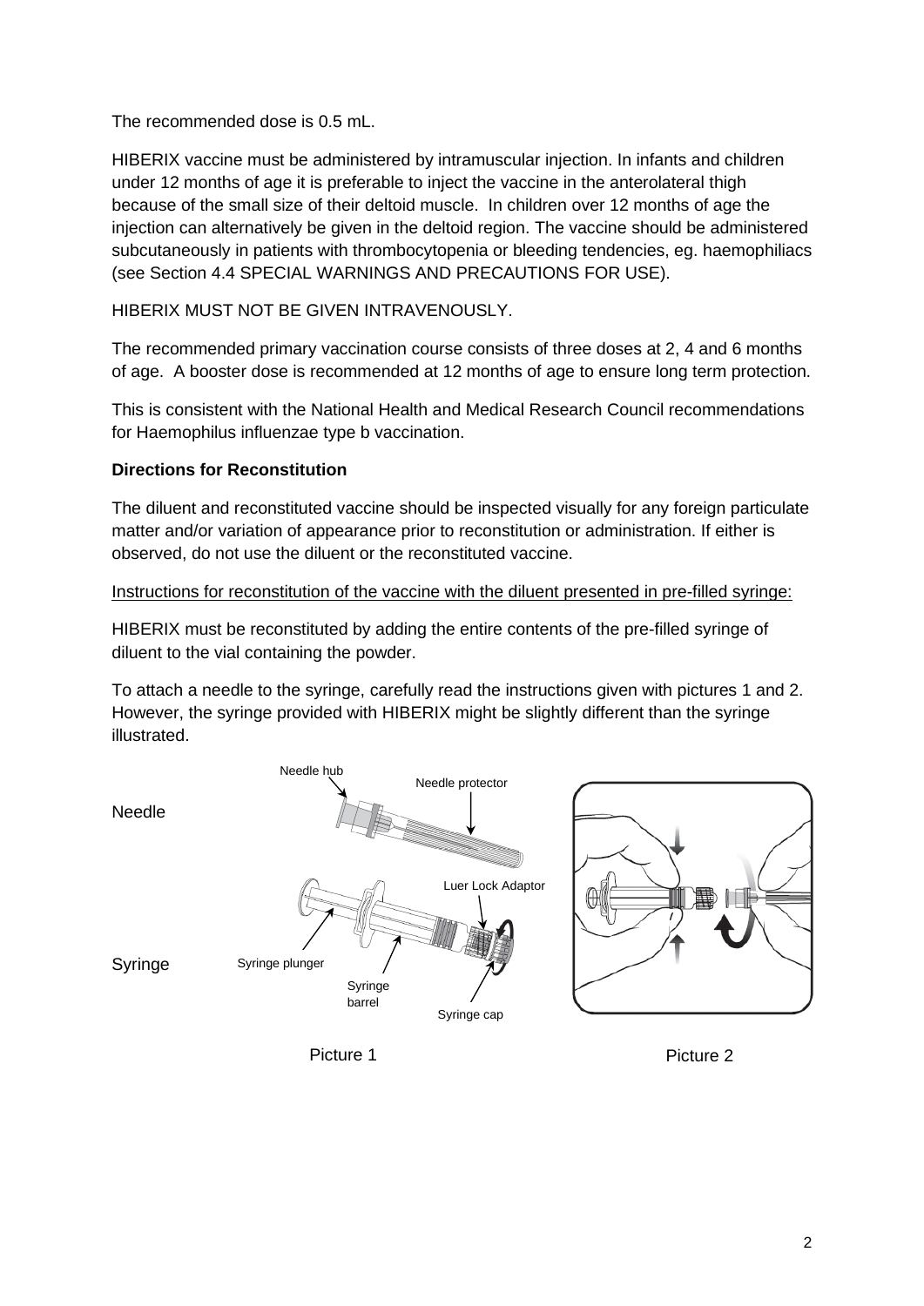The recommended dose is 0.5 mL.

HIBERIX vaccine must be administered by intramuscular injection. In infants and children under 12 months of age it is preferable to inject the vaccine in the anterolateral thigh because of the small size of their deltoid muscle. In children over 12 months of age the injection can alternatively be given in the deltoid region. The vaccine should be administered subcutaneously in patients with thrombocytopenia or bleeding tendencies, eg. haemophiliacs (see Section 4.4 SPECIAL WARNINGS AND PRECAUTIONS FOR USE).

HIBERIX MUST NOT BE GIVEN INTRAVENOUSLY.

The recommended primary vaccination course consists of three doses at 2, 4 and 6 months of age. A booster dose is recommended at 12 months of age to ensure long term protection.

This is consistent with the National Health and Medical Research Council recommendations for Haemophilus influenzae type b vaccination.

**Directions for Reconstitution**

The diluent and reconstituted vaccine should be inspected visually for any foreign particulate matter and/or variation of appearance prior to reconstitution or administration. If either is observed, do not use the diluent or the reconstituted vaccine.

Instructions for reconstitution of the vaccine with the diluent presented in pre-filled syringe:

HIBERIX must be reconstituted by adding the entire contents of the pre-filled syringe of diluent to the vial containing the powder.

To attach a needle to the syringe, carefully read the instructions given with pictures 1 and 2. However, the syringe provided with HIBERIX might be slightly different than the syringe illustrated.

Needle: Needle hub, Needle protector

Syringe: Syringe plunger, Syringe barrel, Luer Lock Adaptor, Syringe cap

Picture 1

Picture 2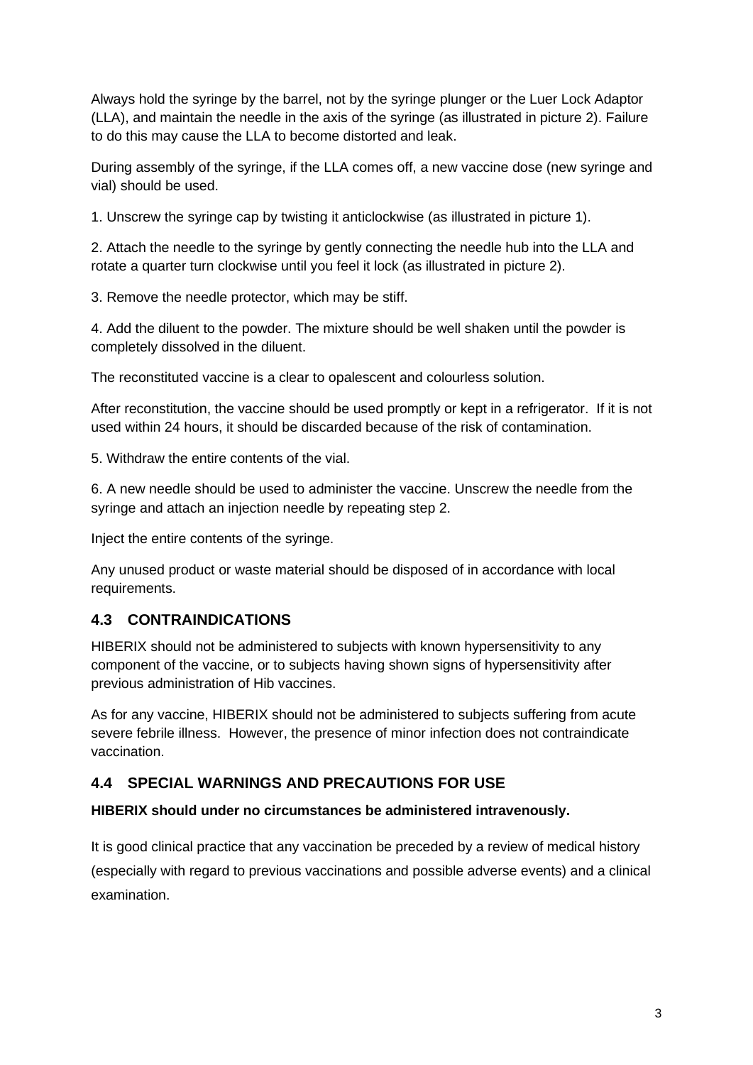Always hold the syringe by the barrel, not by the syringe plunger or the Luer Lock Adaptor (LLA), and maintain the needle in the axis of the syringe (as illustrated in picture 2). Failure to do this may cause the LLA to become distorted and leak.

During assembly of the syringe, if the LLA comes off, a new vaccine dose (new syringe and vial) should be used.

1. Unscrew the syringe cap by twisting it anticlockwise (as illustrated in picture 1).

2. Attach the needle to the syringe by gently connecting the needle hub into the LLA and rotate a quarter turn clockwise until you feel it lock (as illustrated in picture 2).

3. Remove the needle protector, which may be stiff.

4. Add the diluent to the powder. The mixture should be well shaken until the powder is completely dissolved in the diluent.

The reconstituted vaccine is a clear to opalescent and colourless solution.

After reconstitution, the vaccine should be used promptly or kept in a refrigerator. If it is not used within 24 hours, it should be discarded because of the risk of contamination.

5. Withdraw the entire contents of the vial.

6. A new needle should be used to administer the vaccine. Unscrew the needle from the syringe and attach an injection needle by repeating step 2.

Inject the entire contents of the syringe.

Any unused product or waste material should be disposed of in accordance with local requirements.

## 4.3 CONTRAINDICATIONS

HIBERIX should not be administered to subjects with known hypersensitivity to any component of the vaccine, or to subjects having shown signs of hypersensitivity after previous administration of Hib vaccines.

As for any vaccine, HIBERIX should not be administered to subjects suffering from acute severe febrile illness. However, the presence of minor infection does not contraindicate vaccination.

## 4.4 SPECIAL WARNINGS AND PRECAUTIONS FOR USE

**HIBERIX should under no circumstances be administered intravenously.**

It is good clinical practice that any vaccination be preceded by a review of medical history (especially with regard to previous vaccinations and possible adverse events) and a clinical examination.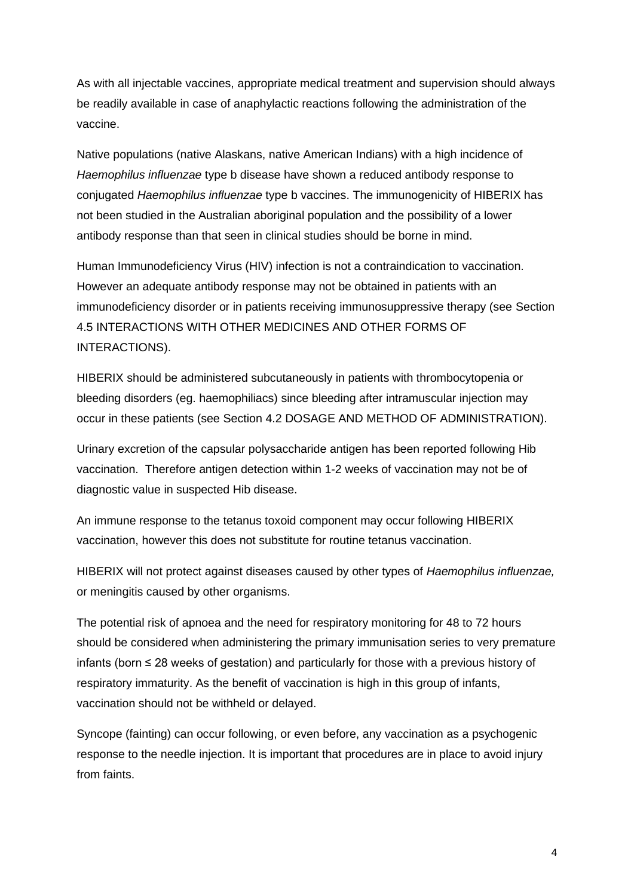As with all injectable vaccines, appropriate medical treatment and supervision should always be readily available in case of anaphylactic reactions following the administration of the vaccine.

Native populations (native Alaskans, native American Indians) with a high incidence of *Haemophilus influenzae* type b disease have shown a reduced antibody response to conjugated *Haemophilus influenzae* type b vaccines. The immunogenicity of HIBERIX has not been studied in the Australian aboriginal population and the possibility of a lower antibody response than that seen in clinical studies should be borne in mind.

Human Immunodeficiency Virus (HIV) infection is not a contraindication to vaccination. However an adequate antibody response may not be obtained in patients with an immunodeficiency disorder or in patients receiving immunosuppressive therapy (see Section 4.5 INTERACTIONS WITH OTHER MEDICINES AND OTHER FORMS OF INTERACTIONS).

HIBERIX should be administered subcutaneously in patients with thrombocytopenia or bleeding disorders (eg. haemophiliacs) since bleeding after intramuscular injection may occur in these patients (see Section 4.2 DOSAGE AND METHOD OF ADMINISTRATION).

Urinary excretion of the capsular polysaccharide antigen has been reported following Hib vaccination. Therefore antigen detection within 1-2 weeks of vaccination may not be of diagnostic value in suspected Hib disease.

An immune response to the tetanus toxoid component may occur following HIBERIX vaccination, however this does not substitute for routine tetanus vaccination.

HIBERIX will not protect against diseases caused by other types of *Haemophilus influenzae,* or meningitis caused by other organisms.

The potential risk of apnoea and the need for respiratory monitoring for 48 to 72 hours should be considered when administering the primary immunisation series to very premature infants (born ≤ 28 weeks of gestation) and particularly for those with a previous history of respiratory immaturity. As the benefit of vaccination is high in this group of infants, vaccination should not be withheld or delayed.

Syncope (fainting) can occur following, or even before, any vaccination as a psychogenic response to the needle injection. It is important that procedures are in place to avoid injury from faints.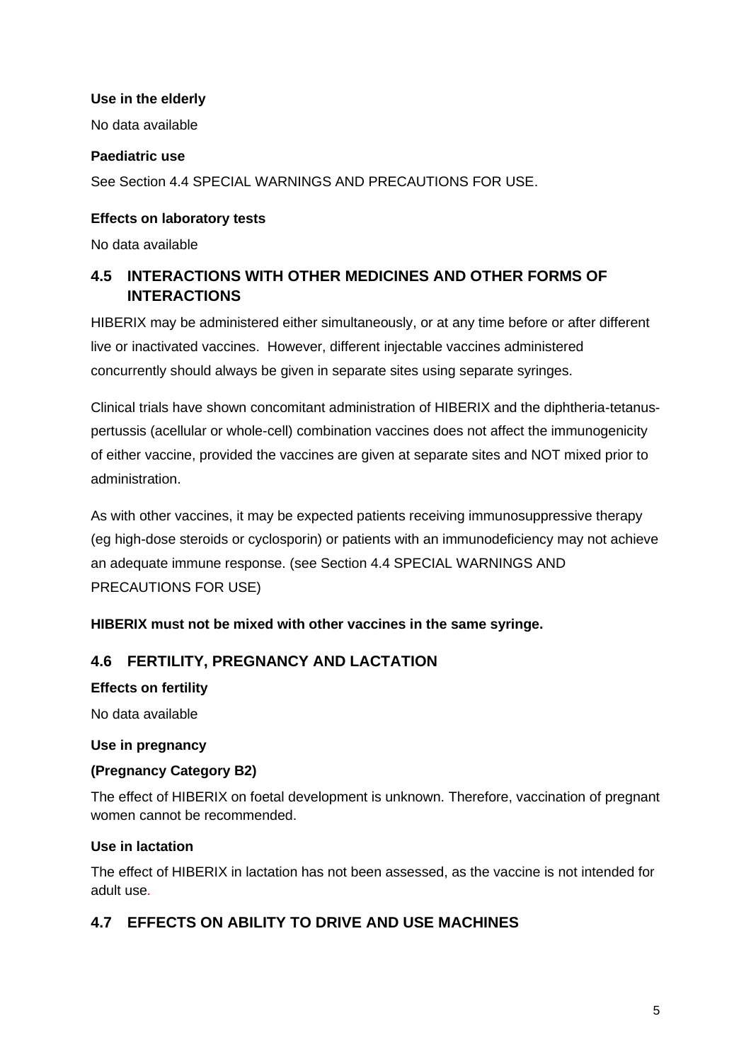**Use in the elderly**

No data available

**Paediatric use**

See Section 4.4 SPECIAL WARNINGS AND PRECAUTIONS FOR USE.

**Effects on laboratory tests**

No data available

## 4.5 INTERACTIONS WITH OTHER MEDICINES AND OTHER FORMS OF INTERACTIONS

HIBERIX may be administered either simultaneously, or at any time before or after different live or inactivated vaccines. However, different injectable vaccines administered concurrently should always be given in separate sites using separate syringes.

Clinical trials have shown concomitant administration of HIBERIX and the diphtheria-tetanus-pertussis (acellular or whole-cell) combination vaccines does not affect the immunogenicity of either vaccine, provided the vaccines are given at separate sites and NOT mixed prior to administration.

As with other vaccines, it may be expected patients receiving immunosuppressive therapy (eg high-dose steroids or cyclosporin) or patients with an immunodeficiency may not achieve an adequate immune response. (see Section 4.4 SPECIAL WARNINGS AND PRECAUTIONS FOR USE)

**HIBERIX must not be mixed with other vaccines in the same syringe.**

## 4.6 FERTILITY, PREGNANCY AND LACTATION

**Effects on fertility**

No data available

**Use in pregnancy**

**(Pregnancy Category B2)**

The effect of HIBERIX on foetal development is unknown. Therefore, vaccination of pregnant women cannot be recommended.

**Use in lactation**

The effect of HIBERIX in lactation has not been assessed, as the vaccine is not intended for adult use.

## 4.7 EFFECTS ON ABILITY TO DRIVE AND USE MACHINES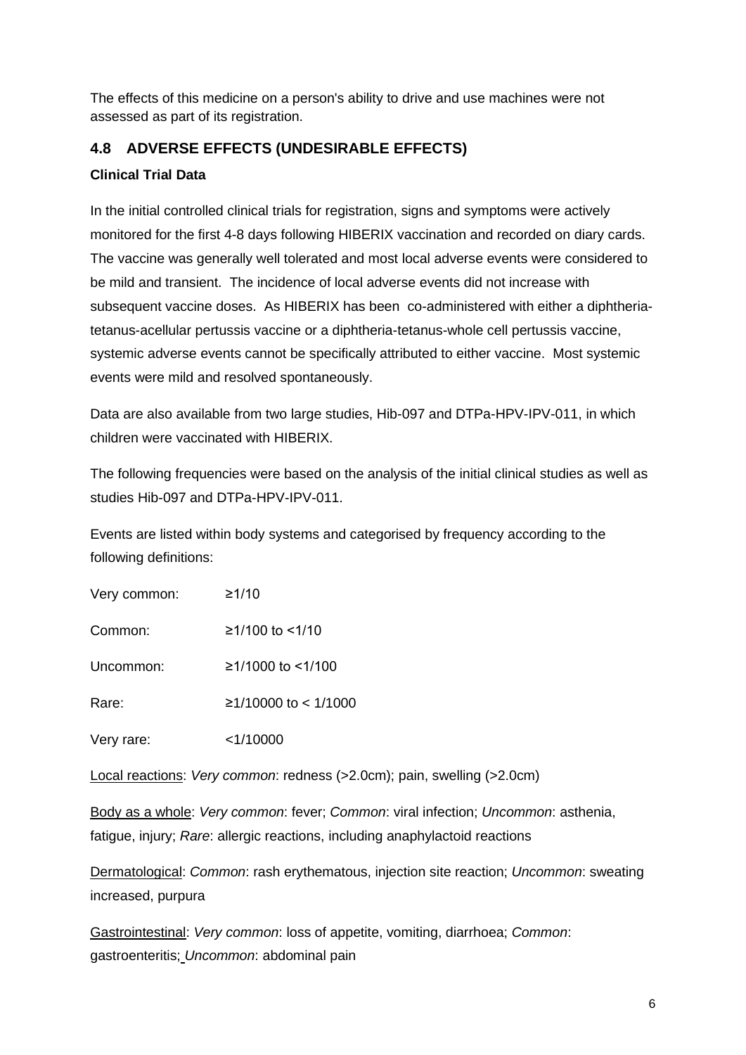The effects of this medicine on a person's ability to drive and use machines were not assessed as part of its registration.

## 4.8 ADVERSE EFFECTS (UNDESIRABLE EFFECTS)

**Clinical Trial Data**

In the initial controlled clinical trials for registration, signs and symptoms were actively monitored for the first 4-8 days following HIBERIX vaccination and recorded on diary cards. The vaccine was generally well tolerated and most local adverse events were considered to be mild and transient. The incidence of local adverse events did not increase with subsequent vaccine doses. As HIBERIX has been co-administered with either a diphtheria-tetanus-acellular pertussis vaccine or a diphtheria-tetanus-whole cell pertussis vaccine, systemic adverse events cannot be specifically attributed to either vaccine. Most systemic events were mild and resolved spontaneously.

Data are also available from two large studies, Hib-097 and DTPa-HPV-IPV-011, in which children were vaccinated with HIBERIX.

The following frequencies were based on the analysis of the initial clinical studies as well as studies Hib-097 and DTPa-HPV-IPV-011.

Events are listed within body systems and categorised by frequency according to the following definitions:

| | |
|---|---|
| Very common: | ≥1/10 |
| Common: | ≥1/100 to <1/10 |
| Uncommon: | ≥1/1000 to <1/100 |
| Rare: | ≥1/10000 to < 1/1000 |
| Very rare: | <1/10000 |

<u>Local reactions</u>: *Very common*: redness (>2.0cm); pain, swelling (>2.0cm)

<u>Body as a whole</u>: *Very common*: fever; *Common*: viral infection; *Uncommon*: asthenia, fatigue, injury; *Rare*: allergic reactions, including anaphylactoid reactions

<u>Dermatological</u>: *Common*: rash erythematous, injection site reaction; *Uncommon*: sweating increased, purpura

<u>Gastrointestinal</u>: *Very common*: loss of appetite, vomiting, diarrhoea; *Common*: gastroenteritis; *Uncommon*: abdominal pain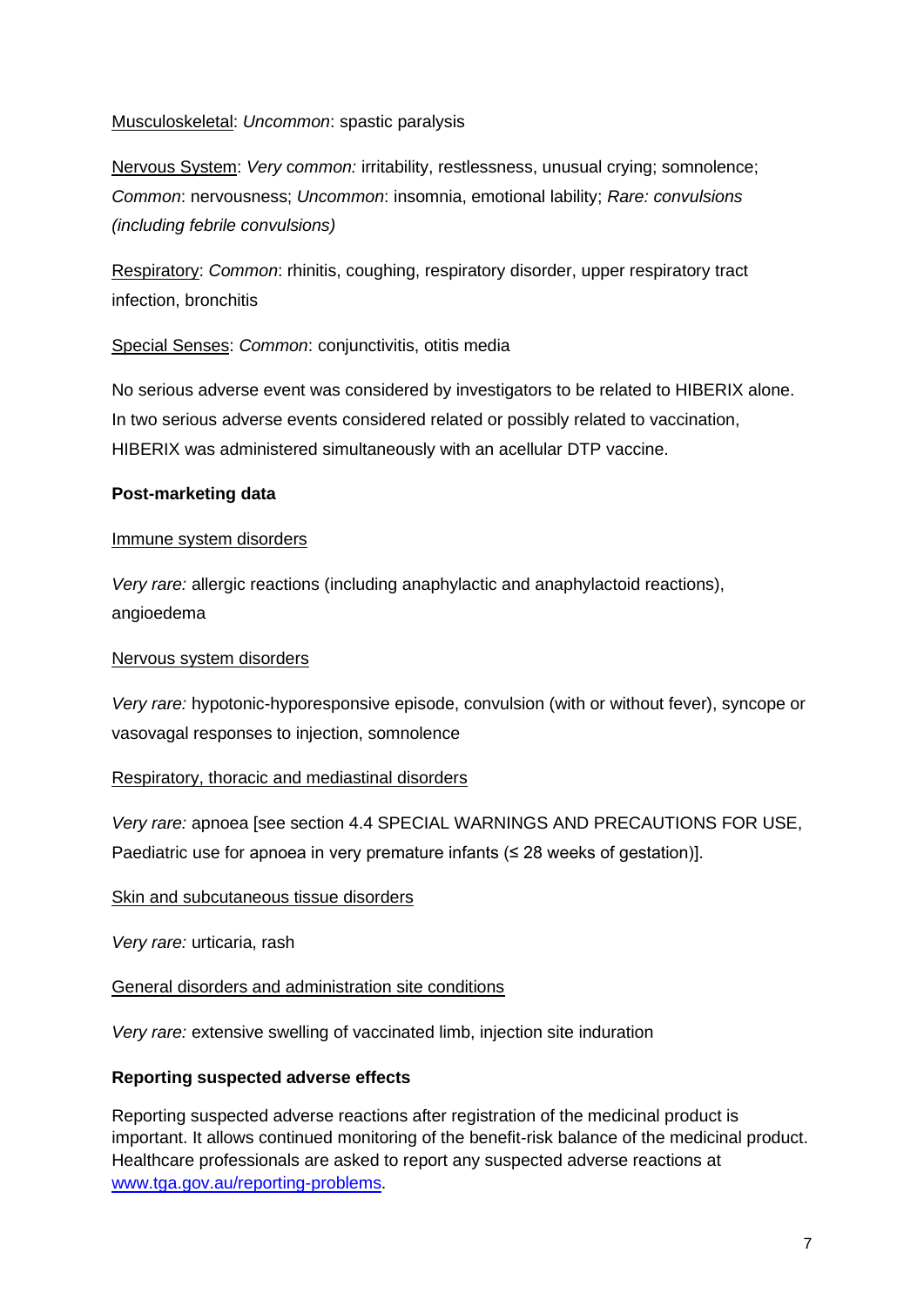Musculoskeletal: *Uncommon*: spastic paralysis

Nervous System: *Very common:* irritability, restlessness, unusual crying; somnolence; *Common*: nervousness; *Uncommon*: insomnia, emotional lability; *Rare: convulsions (including febrile convulsions)*

Respiratory: *Common*: rhinitis, coughing, respiratory disorder, upper respiratory tract infection, bronchitis

Special Senses: *Common*: conjunctivitis, otitis media

No serious adverse event was considered by investigators to be related to HIBERIX alone. In two serious adverse events considered related or possibly related to vaccination, HIBERIX was administered simultaneously with an acellular DTP vaccine.

**Post-marketing data**

Immune system disorders

*Very rare:* allergic reactions (including anaphylactic and anaphylactoid reactions), angioedema

Nervous system disorders

*Very rare:* hypotonic-hyporesponsive episode, convulsion (with or without fever), syncope or vasovagal responses to injection, somnolence

Respiratory, thoracic and mediastinal disorders

*Very rare:* apnoea [see section 4.4 SPECIAL WARNINGS AND PRECAUTIONS FOR USE, Paediatric use for apnoea in very premature infants (≤ 28 weeks of gestation)].

Skin and subcutaneous tissue disorders

*Very rare:* urticaria, rash

General disorders and administration site conditions

*Very rare:* extensive swelling of vaccinated limb, injection site induration

**Reporting suspected adverse effects**

Reporting suspected adverse reactions after registration of the medicinal product is important. It allows continued monitoring of the benefit-risk balance of the medicinal product. Healthcare professionals are asked to report any suspected adverse reactions at www.tga.gov.au/reporting-problems.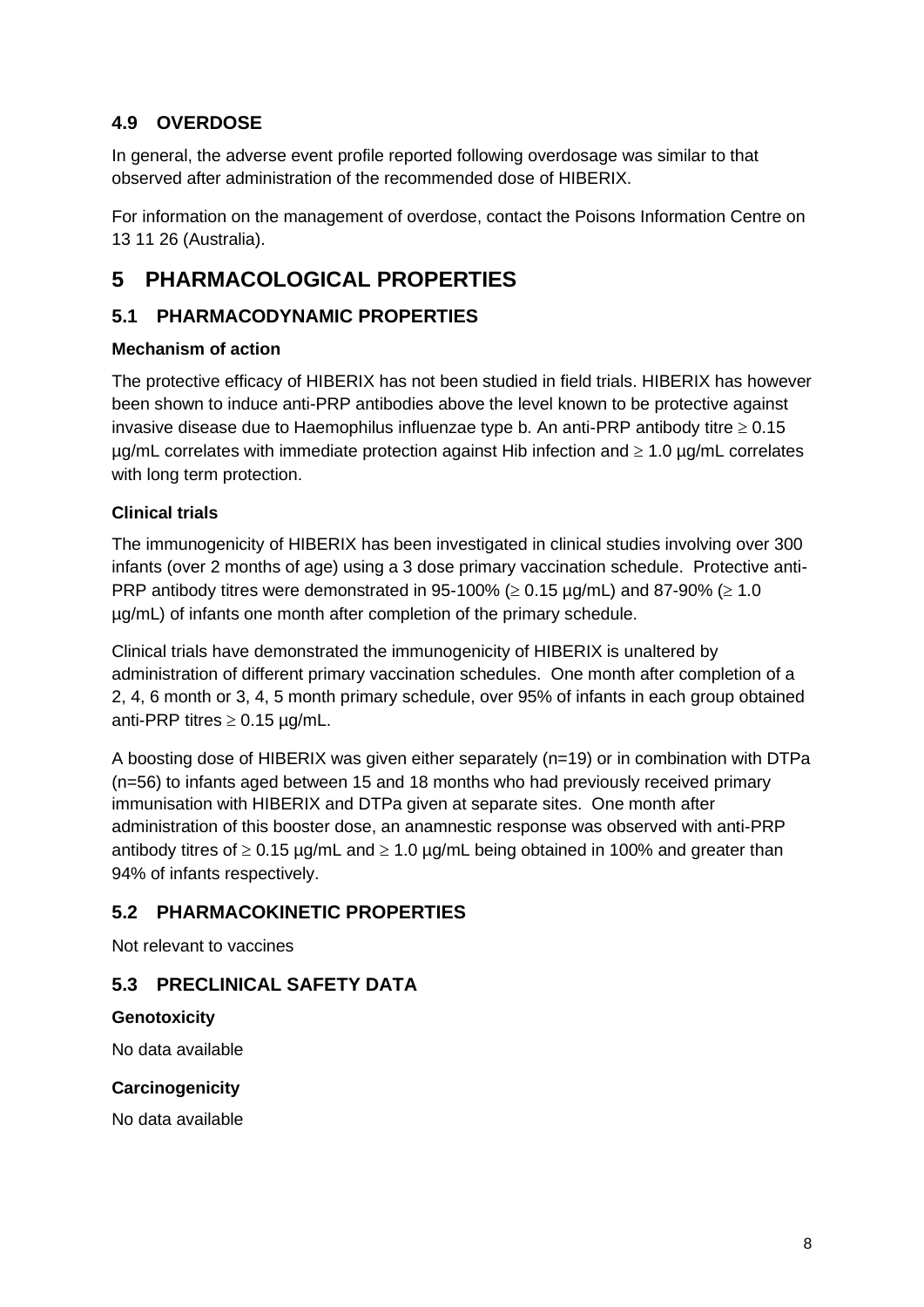## 4.9 OVERDOSE

In general, the adverse event profile reported following overdosage was similar to that observed after administration of the recommended dose of HIBERIX.

For information on the management of overdose, contact the Poisons Information Centre on 13 11 26 (Australia).

# 5 PHARMACOLOGICAL PROPERTIES

## 5.1 PHARMACODYNAMIC PROPERTIES

### Mechanism of action

The protective efficacy of HIBERIX has not been studied in field trials. HIBERIX has however been shown to induce anti-PRP antibodies above the level known to be protective against invasive disease due to Haemophilus influenzae type b. An anti-PRP antibody titre $\geq$ 0.15 µg/mL correlates with immediate protection against Hib infection and $\geq$ 1.0 µg/mL correlates with long term protection.

### Clinical trials

The immunogenicity of HIBERIX has been investigated in clinical studies involving over 300 infants (over 2 months of age) using a 3 dose primary vaccination schedule. Protective anti-PRP antibody titres were demonstrated in 95-100% ($\geq$ 0.15 µg/mL) and 87-90% ($\geq$ 1.0 µg/mL) of infants one month after completion of the primary schedule.

Clinical trials have demonstrated the immunogenicity of HIBERIX is unaltered by administration of different primary vaccination schedules. One month after completion of a 2, 4, 6 month or 3, 4, 5 month primary schedule, over 95% of infants in each group obtained anti-PRP titres $\geq$ 0.15 µg/mL.

A boosting dose of HIBERIX was given either separately (n=19) or in combination with DTPa (n=56) to infants aged between 15 and 18 months who had previously received primary immunisation with HIBERIX and DTPa given at separate sites. One month after administration of this booster dose, an anamnestic response was observed with anti-PRP antibody titres of $\geq$ 0.15 µg/mL and $\geq$ 1.0 µg/mL being obtained in 100% and greater than 94% of infants respectively.

## 5.2 PHARMACOKINETIC PROPERTIES

Not relevant to vaccines

## 5.3 PRECLINICAL SAFETY DATA

### Genotoxicity

No data available

### Carcinogenicity

No data available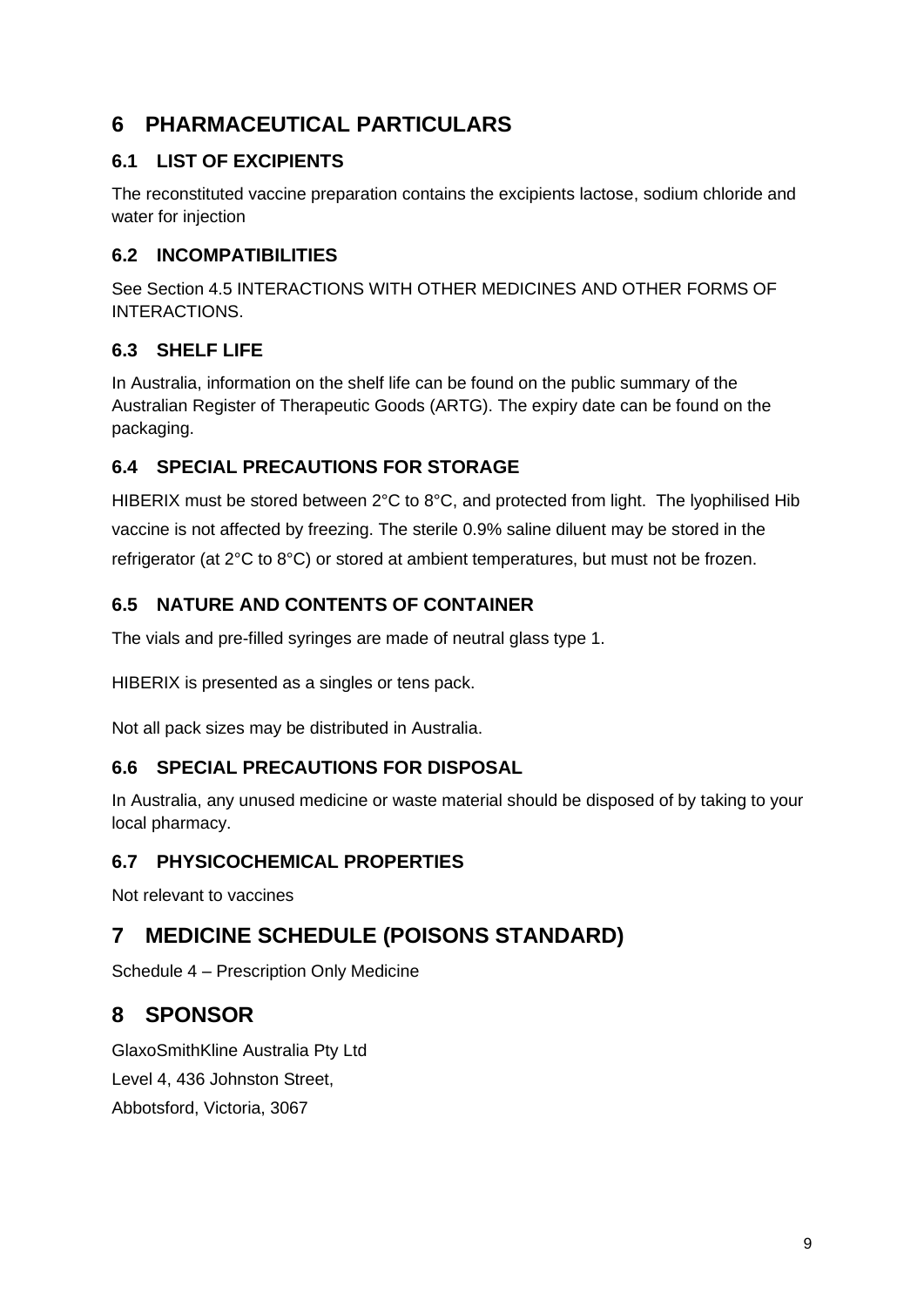# 6 PHARMACEUTICAL PARTICULARS

## 6.1 LIST OF EXCIPIENTS

The reconstituted vaccine preparation contains the excipients lactose, sodium chloride and water for injection

## 6.2 INCOMPATIBILITIES

See Section 4.5 INTERACTIONS WITH OTHER MEDICINES AND OTHER FORMS OF INTERACTIONS.

## 6.3 SHELF LIFE

In Australia, information on the shelf life can be found on the public summary of the Australian Register of Therapeutic Goods (ARTG). The expiry date can be found on the packaging.

## 6.4 SPECIAL PRECAUTIONS FOR STORAGE

HIBERIX must be stored between 2°C to 8°C, and protected from light. The lyophilised Hib vaccine is not affected by freezing. The sterile 0.9% saline diluent may be stored in the refrigerator (at 2°C to 8°C) or stored at ambient temperatures, but must not be frozen.

## 6.5 NATURE AND CONTENTS OF CONTAINER

The vials and pre-filled syringes are made of neutral glass type 1.

HIBERIX is presented as a singles or tens pack.

Not all pack sizes may be distributed in Australia.

## 6.6 SPECIAL PRECAUTIONS FOR DISPOSAL

In Australia, any unused medicine or waste material should be disposed of by taking to your local pharmacy.

## 6.7 PHYSICOCHEMICAL PROPERTIES

Not relevant to vaccines

# 7 MEDICINE SCHEDULE (POISONS STANDARD)

Schedule 4 – Prescription Only Medicine

# 8 SPONSOR

GlaxoSmithKline Australia Pty Ltd
Level 4, 436 Johnston Street,
Abbotsford, Victoria, 3067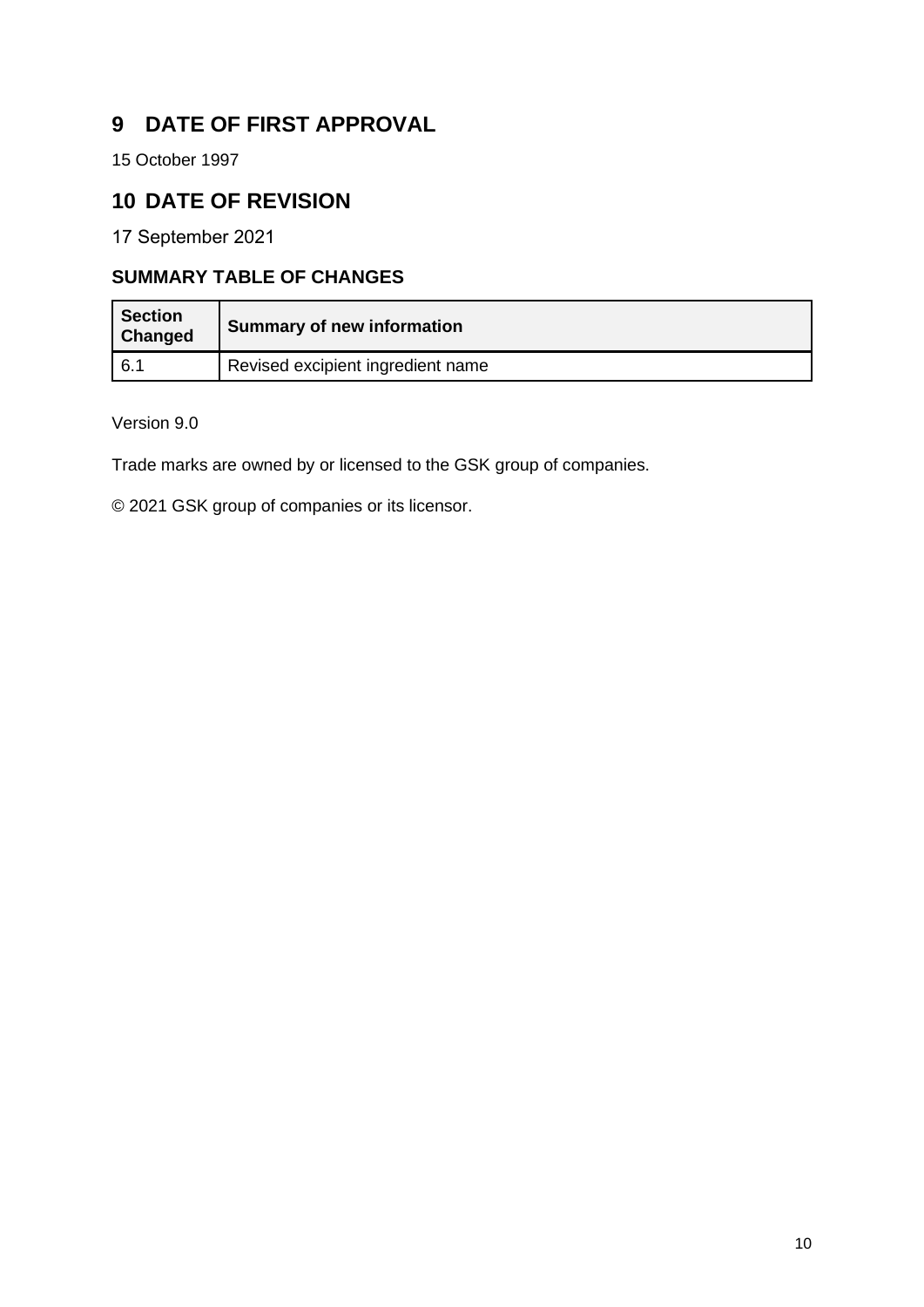## 9 DATE OF FIRST APPROVAL

15 October 1997

## 10 DATE OF REVISION

17 September 2021

### SUMMARY TABLE OF CHANGES

| Section Changed | Summary of new information |
|---|---|
| 6.1 | Revised excipient ingredient name |

Version 9.0

Trade marks are owned by or licensed to the GSK group of companies.

© 2021 GSK group of companies or its licensor.